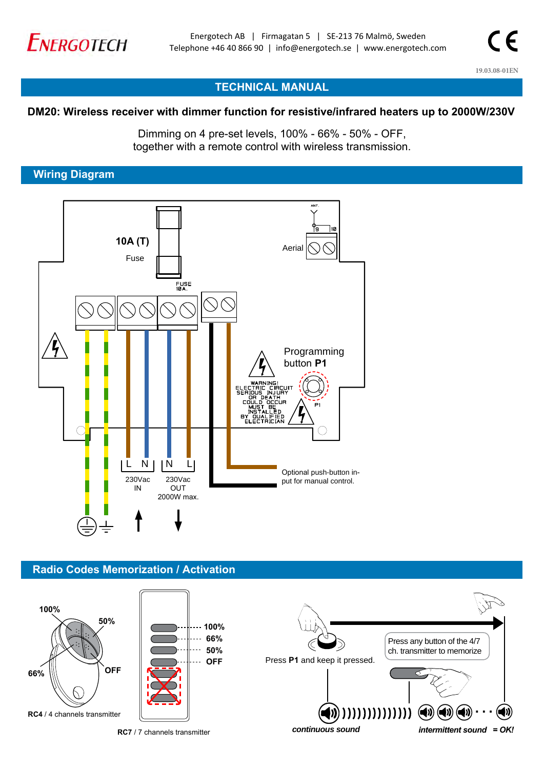ENERGOTECH

Energotech AB | Firmagatan 5 | SE-213 76 Malmö, Sweden
Telephone +46 40 866 90 | info@energotech.se | www.energotech.com

19.03.08-01EN

# TECHNICAL MANUAL

## DM20: Wireless receiver with dimmer function for resistive/infrared heaters up to 2000W/230V

Dimming on 4 pre-set levels, 100% - 66% - 50% - OFF,
together with a remote control with wireless transmission.

## Wiring Diagram

10A (T)
Fuse

FUSE 10A.

ANT.
9 10
Aerial

Programming button **P1**

WARNING! ELECTRIC CIRCUIT SERIOUS INJURY OR DEATH COULD OCCUR MUST BE INSTALLED BY QUALIFIED ELECTRICIAN

P1

L N | N L

230Vac IN

230Vac OUT 2000W max.

Optional push-button input for manual control.

## Radio Codes Memorization / Activation

100%
50%
66%
OFF

**RC4** / 4 channels transmitter

100%
66%
50%
OFF

**RC7** / 7 channels transmitter

Press **P1** and keep it pressed.

Press any button of the 4/7 ch. transmitter to memorize

*continuous sound*

*intermittent sound* *= OK!*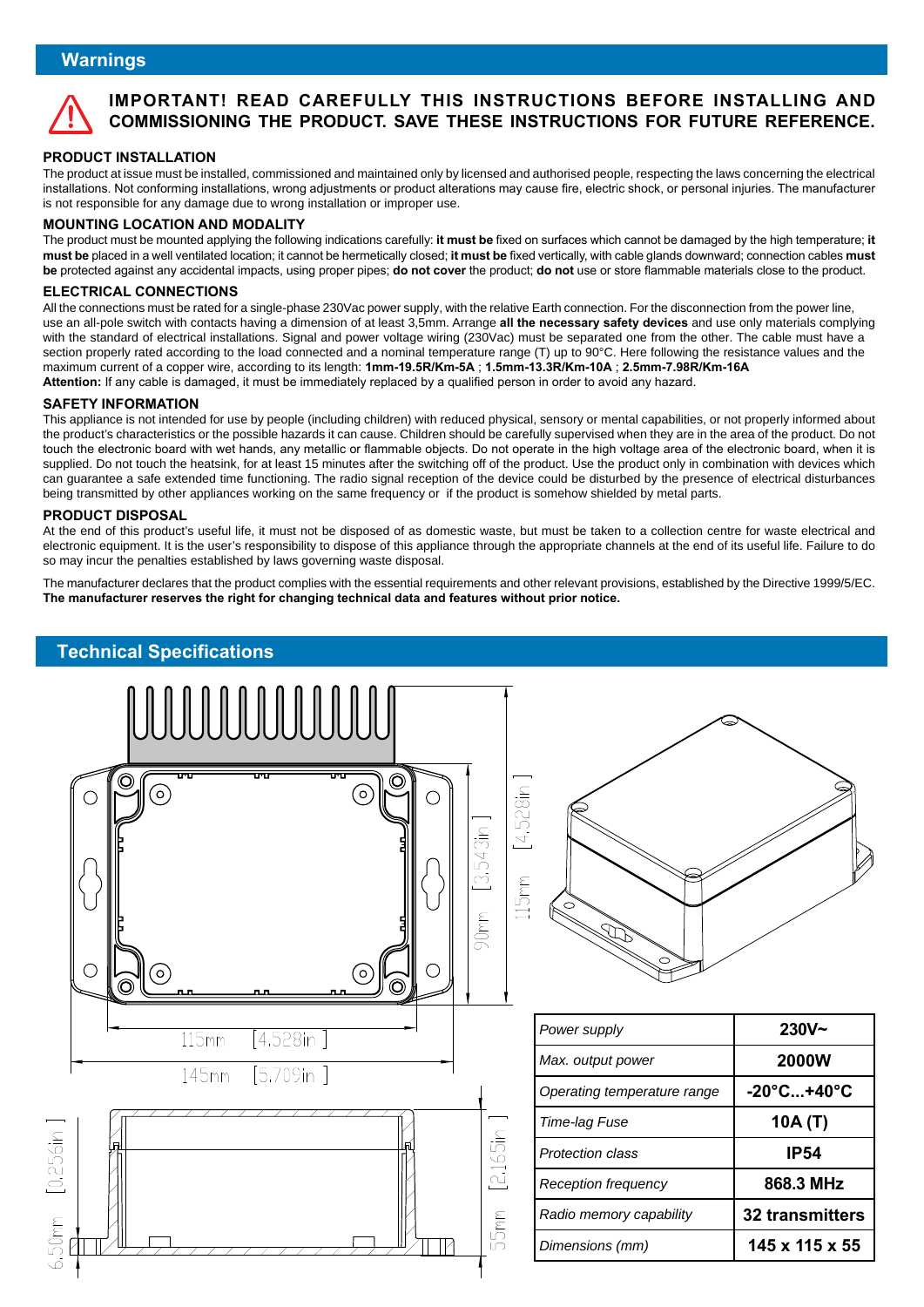## Warnings

**IMPORTANT! READ CAREFULLY THIS INSTRUCTIONS BEFORE INSTALLING AND COMMISSIONING THE PRODUCT. SAVE THESE INSTRUCTIONS FOR FUTURE REFERENCE.**

### PRODUCT INSTALLATION

The product at issue must be installed, commissioned and maintained only by licensed and authorised people, respecting the laws concerning the electrical installations. Not conforming installations, wrong adjustments or product alterations may cause fire, electric shock, or personal injuries. The manufacturer is not responsible for any damage due to wrong installation or improper use.

### MOUNTING LOCATION AND MODALITY

The product must be mounted applying the following indications carefully: **it must be** fixed on surfaces which cannot be damaged by the high temperature; **it must be** placed in a well ventilated location; it cannot be hermetically closed; **it must be** fixed vertically, with cable glands downward; connection cables **must be** protected against any accidental impacts, using proper pipes; **do not cover** the product; **do not** use or store flammable materials close to the product.

### ELECTRICAL CONNECTIONS

All the connections must be rated for a single-phase 230Vac power supply, with the relative Earth connection. For the disconnection from the power line, use an all-pole switch with contacts having a dimension of at least 3,5mm. Arrange **all the necessary safety devices** and use only materials complying with the standard of electrical installations. Signal and power voltage wiring (230Vac) must be separated one from the other. The cable must have a section properly rated according to the load connected and a nominal temperature range (T) up to 90°C. Here following the resistance values and the maximum current of a copper wire, according to its length: **1mm-19.5R/Km-5A** ; **1.5mm-13.3R/Km-10A** ; **2.5mm-7.98R/Km-16A**
**Attention:** If any cable is damaged, it must be immediately replaced by a qualified person in order to avoid any hazard.

### SAFETY INFORMATION

This appliance is not intended for use by people (including children) with reduced physical, sensory or mental capabilities, or not properly informed about the product's characteristics or the possible hazards it can cause. Children should be carefully supervised when they are in the area of the product. Do not touch the electronic board with wet hands, any metallic or flammable objects. Do not operate in the high voltage area of the electronic board, when it is supplied. Do not touch the heatsink, for at least 15 minutes after the switching off of the product. Use the product only in combination with devices which can guarantee a safe extended time functioning. The radio signal reception of the device could be disturbed by the presence of electrical disturbances being transmitted by other appliances working on the same frequency or if the product is somehow shielded by metal parts.

### PRODUCT DISPOSAL

At the end of this product's useful life, it must not be disposed of as domestic waste, but must be taken to a collection centre for waste electrical and electronic equipment. It is the user's responsibility to dispose of this appliance through the appropriate channels at the end of its useful life. Failure to do so may incur the penalties established by laws governing waste disposal.

The manufacturer declares that the product complies with the essential requirements and other relevant provisions, established by the Directive 1999/5/EC.
**The manufacturer reserves the right for changing technical data and features without prior notice.**

## Technical Specifications

115mm [4,528in ]
145mm [5,709in ]
90mm [3,543in ]
115mm [4,528in ]
6,50mm [0,256in ]
55mm [2,165in ]

| | |
|---|---|
| *Power supply* | **230V~** |
| *Max. output power* | **2000W** |
| *Operating temperature range* | **-20°C...+40°C** |
| *Time-lag Fuse* | **10A (T)** |
| *Protection class* | **IP54** |
| *Reception frequency* | **868.3 MHz** |
| *Radio memory capability* | **32 transmitters** |
| *Dimensions (mm)* | **145 x 115 x 55** |